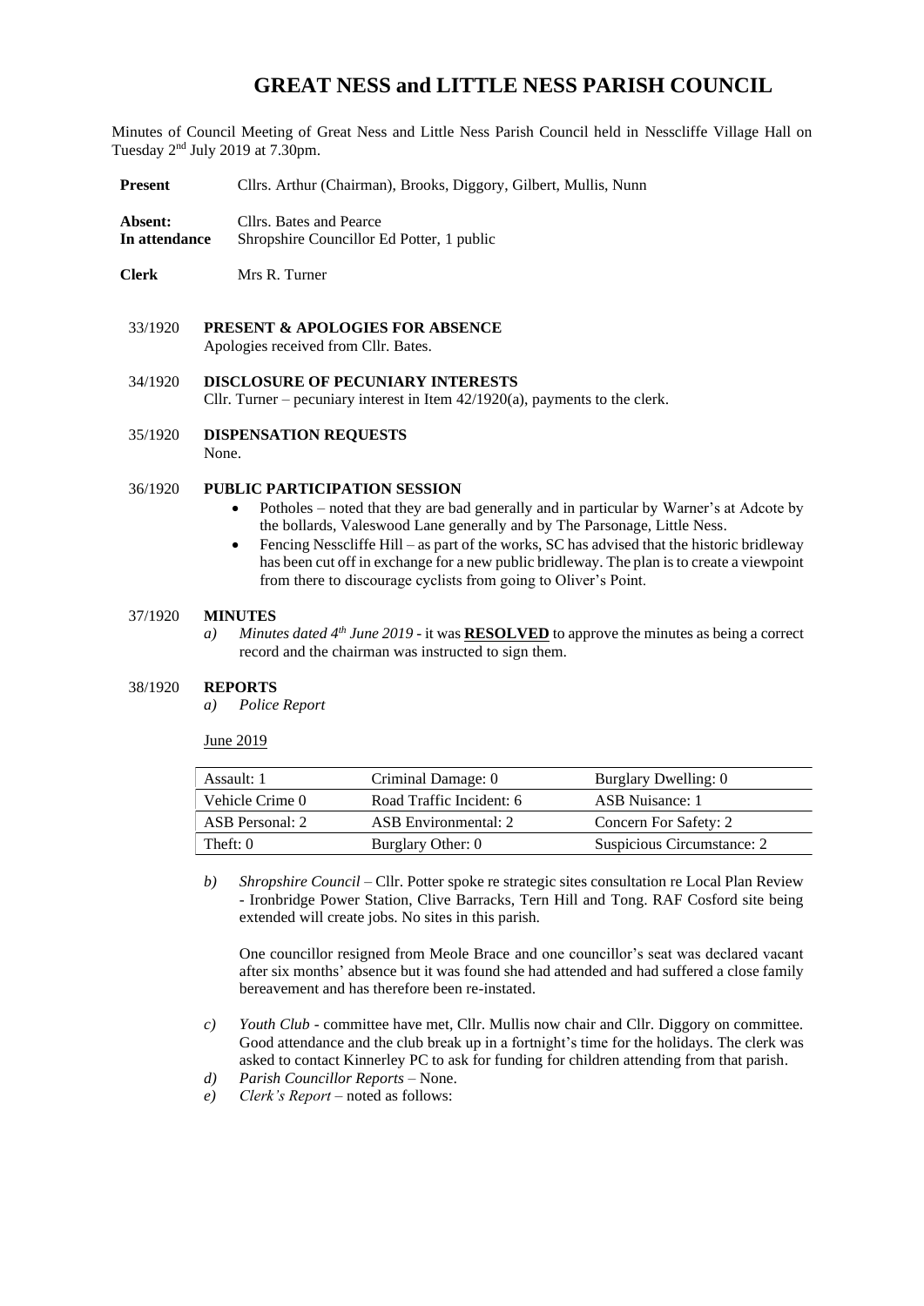# GREAT NESS and LITTLE NESS PARISH COUNCIL

Minutes of Council Meeting of Great Ness and Little Ness Parish Council held in Nesscliffe Village Hall on Tuesday 2nd July 2019 at 7.30pm.

**Present** Cllrs. Arthur (Chairman), Brooks, Diggory, Gilbert, Mullis, Nunn

**Absent:** Cllrs. Bates and Pearce
**In attendance** Shropshire Councillor Ed Potter, 1 public

**Clerk** Mrs R. Turner

33/1920 **PRESENT & APOLOGIES FOR ABSENCE**
Apologies received from Cllr. Bates.

34/1920 **DISCLOSURE OF PECUNIARY INTERESTS**
Cllr. Turner – pecuniary interest in Item 42/1920(a), payments to the clerk.

35/1920 **DISPENSATION REQUESTS**
None.

36/1920 **PUBLIC PARTICIPATION SESSION**

- Potholes – noted that they are bad generally and in particular by Warner's at Adcote by the bollards, Valeswood Lane generally and by The Parsonage, Little Ness.
- Fencing Nesscliffe Hill – as part of the works, SC has advised that the historic bridleway has been cut off in exchange for a new public bridleway. The plan is to create a viewpoint from there to discourage cyclists from going to Oliver's Point.

37/1920 **MINUTES**

*a) Minutes dated 4th June 2019* - it was **RESOLVED** to approve the minutes as being a correct record and the chairman was instructed to sign them.

38/1920 **REPORTS**

*a) Police Report*

June 2019

| Assault: 1 | Criminal Damage: 0 | Burglary Dwelling: 0 |
|---|---|---|
| Vehicle Crime 0 | Road Traffic Incident: 6 | ASB Nuisance: 1 |
| ASB Personal: 2 | ASB Environmental: 2 | Concern For Safety: 2 |
| Theft: 0 | Burglary Other: 0 | Suspicious Circumstance: 2 |

*b) Shropshire Council* – Cllr. Potter spoke re strategic sites consultation re Local Plan Review - Ironbridge Power Station, Clive Barracks, Tern Hill and Tong. RAF Cosford site being extended will create jobs. No sites in this parish.

One councillor resigned from Meole Brace and one councillor's seat was declared vacant after six months' absence but it was found she had attended and had suffered a close family bereavement and has therefore been re-instated.

*c) Youth Club* - committee have met, Cllr. Mullis now chair and Cllr. Diggory on committee. Good attendance and the club break up in a fortnight's time for the holidays. The clerk was asked to contact Kinnerley PC to ask for funding for children attending from that parish.

*d) Parish Councillor Reports* – None.

*e) Clerk's Report* – noted as follows: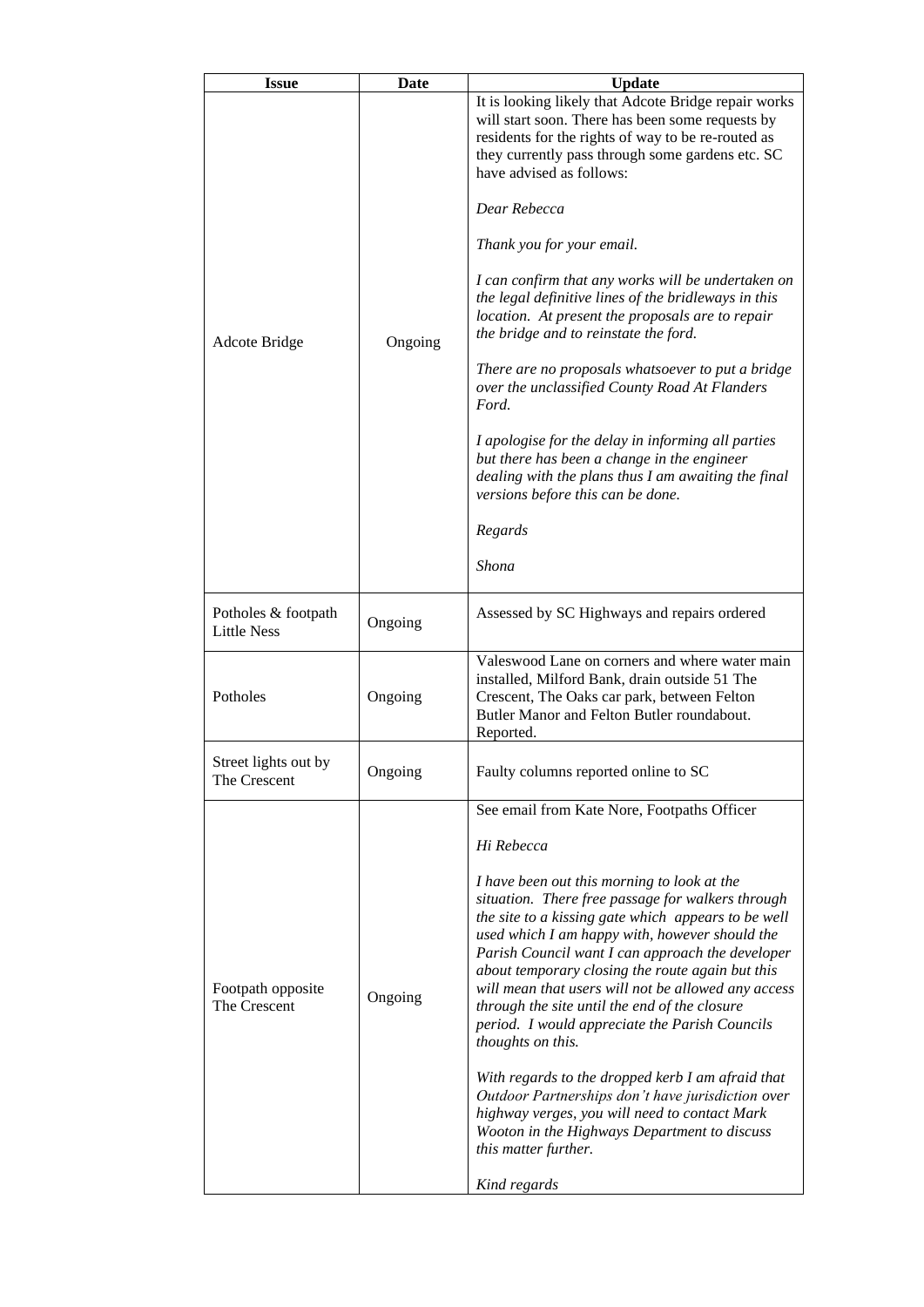| Issue | Date | Update |
|---|---|---|
| Adcote Bridge | Ongoing | It is looking likely that Adcote Bridge repair works will start soon. There has been some requests by residents for the rights of way to be re-routed as they currently pass through some gardens etc. SC have advised as follows:<br><br>*Dear Rebecca*<br><br>*Thank you for your email.*<br><br>*I can confirm that any works will be undertaken on the legal definitive lines of the bridleways in this location. At present the proposals are to repair the bridge and to reinstate the ford.*<br><br>*There are no proposals whatsoever to put a bridge over the unclassified County Road At Flanders Ford.*<br><br>*I apologise for the delay in informing all parties but there has been a change in the engineer dealing with the plans thus I am awaiting the final versions before this can be done.*<br><br>*Regards*<br><br>*Shona* |
| Potholes & footpath Little Ness | Ongoing | Assessed by SC Highways and repairs ordered |
| Potholes | Ongoing | Valeswood Lane on corners and where water main installed, Milford Bank, drain outside 51 The Crescent, The Oaks car park, between Felton Butler Manor and Felton Butler roundabout. Reported. |
| Street lights out by The Crescent | Ongoing | Faulty columns reported online to SC |
| Footpath opposite The Crescent | Ongoing | See email from Kate Nore, Footpaths Officer<br><br>*Hi Rebecca*<br><br>*I have been out this morning to look at the situation. There free passage for walkers through the site to a kissing gate which appears to be well used which I am happy with, however should the Parish Council want I can approach the developer about temporary closing the route again but this will mean that users will not be allowed any access through the site until the end of the closure period. I would appreciate the Parish Councils thoughts on this.*<br><br>*With regards to the dropped kerb I am afraid that Outdoor Partnerships don't have jurisdiction over highway verges, you will need to contact Mark Wooton in the Highways Department to discuss this matter further.*<br><br>*Kind regards* |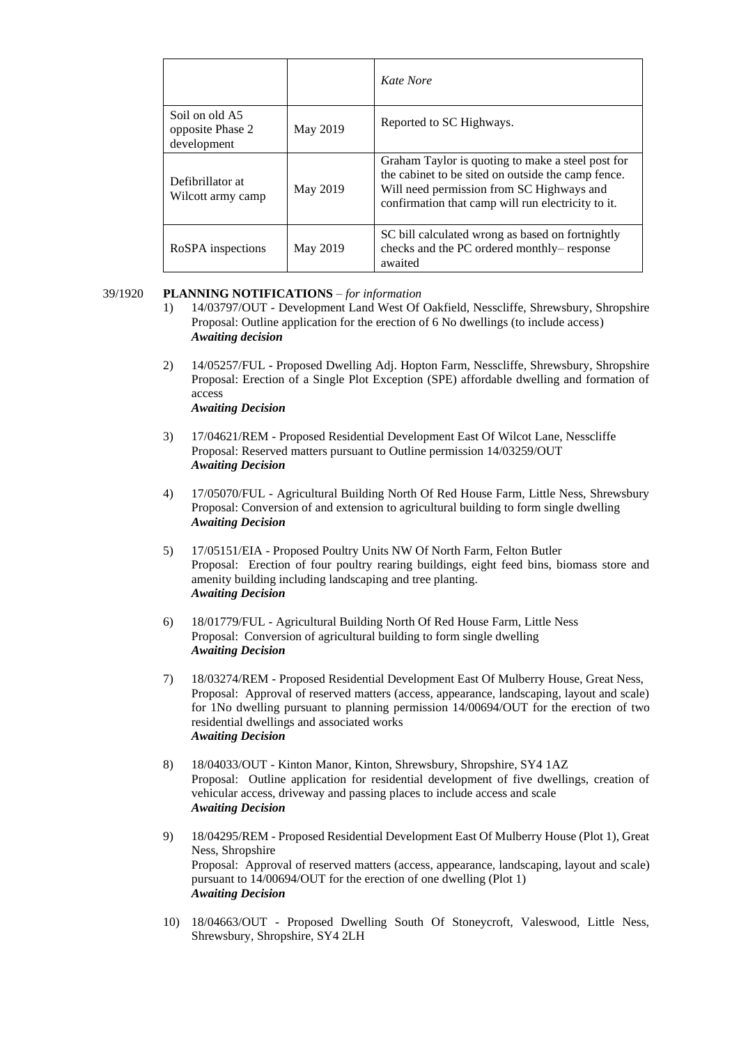| | | |
|---|---|---|
| | | *Kate Nore* |
| Soil on old A5 opposite Phase 2 development | May 2019 | Reported to SC Highways. |
| Defibrillator at Wilcott army camp | May 2019 | Graham Taylor is quoting to make a steel post for the cabinet to be sited on outside the camp fence. Will need permission from SC Highways and confirmation that camp will run electricity to it. |
| RoSPA inspections | May 2019 | SC bill calculated wrong as based on fortnightly checks and the PC ordered monthly– response awaited |

39/1920 **PLANNING NOTIFICATIONS** – *for information*

1) 14/03797/OUT - Development Land West Of Oakfield, Nesscliffe, Shrewsbury, Shropshire
   Proposal: Outline application for the erection of 6 No dwellings (to include access)
   ***Awaiting decision***

2) 14/05257/FUL - Proposed Dwelling Adj. Hopton Farm, Nesscliffe, Shrewsbury, Shropshire
   Proposal: Erection of a Single Plot Exception (SPE) affordable dwelling and formation of access
   ***Awaiting Decision***

3) 17/04621/REM - Proposed Residential Development East Of Wilcot Lane, Nesscliffe
   Proposal: Reserved matters pursuant to Outline permission 14/03259/OUT
   ***Awaiting Decision***

4) 17/05070/FUL - Agricultural Building North Of Red House Farm, Little Ness, Shrewsbury
   Proposal: Conversion of and extension to agricultural building to form single dwelling
   ***Awaiting Decision***

5) 17/05151/EIA - Proposed Poultry Units NW Of North Farm, Felton Butler
   Proposal: Erection of four poultry rearing buildings, eight feed bins, biomass store and amenity building including landscaping and tree planting.
   ***Awaiting Decision***

6) 18/01779/FUL - Agricultural Building North Of Red House Farm, Little Ness
   Proposal: Conversion of agricultural building to form single dwelling
   ***Awaiting Decision***

7) 18/03274/REM - Proposed Residential Development East Of Mulberry House, Great Ness,
   Proposal: Approval of reserved matters (access, appearance, landscaping, layout and scale) for 1No dwelling pursuant to planning permission 14/00694/OUT for the erection of two residential dwellings and associated works
   ***Awaiting Decision***

8) 18/04033/OUT - Kinton Manor, Kinton, Shrewsbury, Shropshire, SY4 1AZ
   Proposal: Outline application for residential development of five dwellings, creation of vehicular access, driveway and passing places to include access and scale
   ***Awaiting Decision***

9) 18/04295/REM - Proposed Residential Development East Of Mulberry House (Plot 1), Great Ness, Shropshire
   Proposal: Approval of reserved matters (access, appearance, landscaping, layout and scale) pursuant to 14/00694/OUT for the erection of one dwelling (Plot 1)
   ***Awaiting Decision***

10) 18/04663/OUT - Proposed Dwelling South Of Stoneycroft, Valeswood, Little Ness, Shrewsbury, Shropshire, SY4 2LH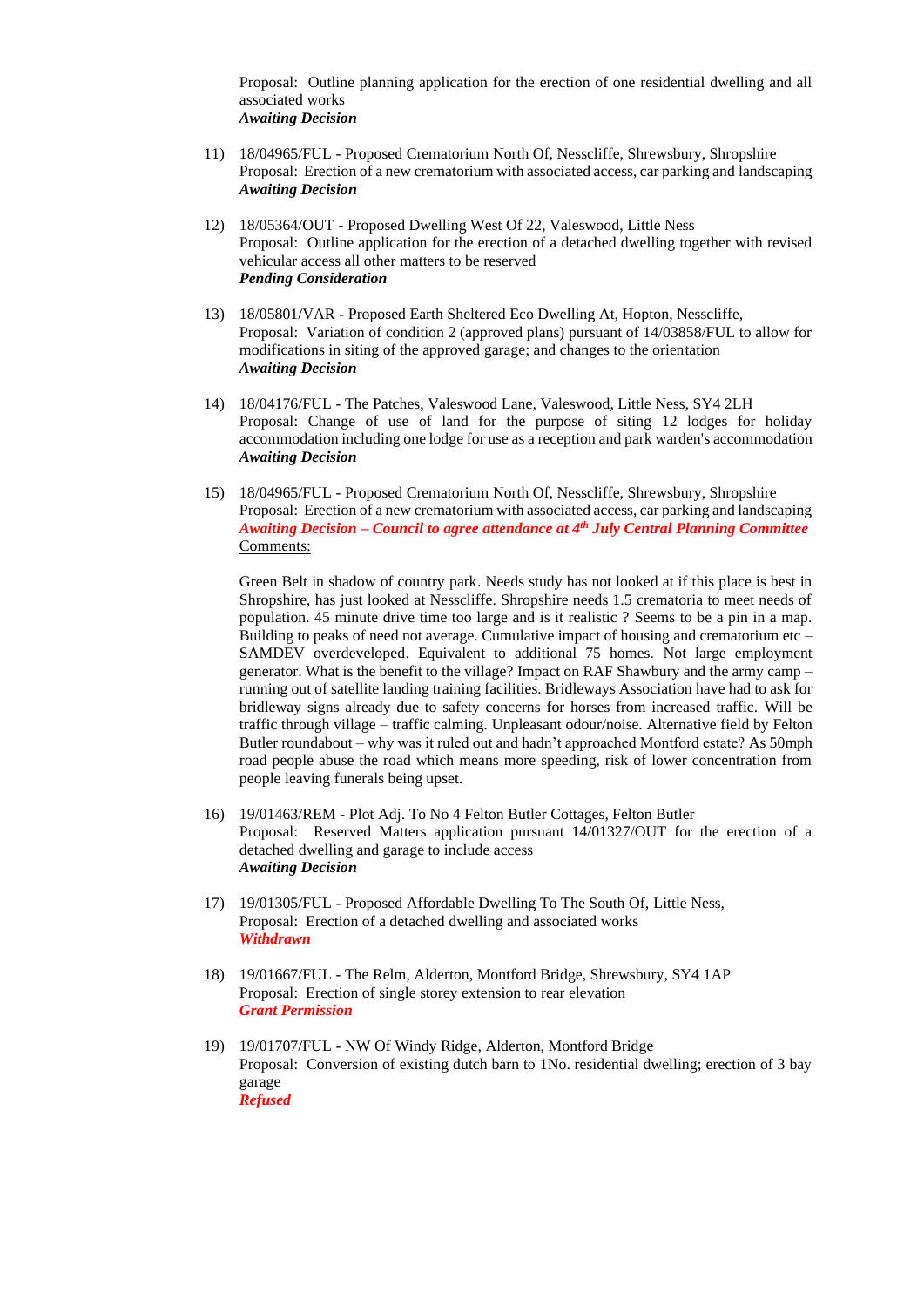Proposal: Outline planning application for the erection of one residential dwelling and all associated works
***Awaiting Decision***

11) 18/04965/FUL - Proposed Crematorium North Of, Nesscliffe, Shrewsbury, Shropshire
Proposal: Erection of a new crematorium with associated access, car parking and landscaping
***Awaiting Decision***

12) 18/05364/OUT - Proposed Dwelling West Of 22, Valeswood, Little Ness
Proposal: Outline application for the erection of a detached dwelling together with revised vehicular access all other matters to be reserved
***Pending Consideration***

13) 18/05801/VAR - Proposed Earth Sheltered Eco Dwelling At, Hopton, Nesscliffe,
Proposal: Variation of condition 2 (approved plans) pursuant of 14/03858/FUL to allow for modifications in siting of the approved garage; and changes to the orientation
***Awaiting Decision***

14) 18/04176/FUL - The Patches, Valeswood Lane, Valeswood, Little Ness, SY4 2LH
Proposal: Change of use of land for the purpose of siting 12 lodges for holiday accommodation including one lodge for use as a reception and park warden's accommodation
***Awaiting Decision***

15) 18/04965/FUL - Proposed Crematorium North Of, Nesscliffe, Shrewsbury, Shropshire
Proposal: Erection of a new crematorium with associated access, car parking and landscaping
***Awaiting Decision – Council to agree attendance at 4th July Central Planning Committee***
Comments:

Green Belt in shadow of country park. Needs study has not looked at if this place is best in Shropshire, has just looked at Nesscliffe. Shropshire needs 1.5 crematoria to meet needs of population. 45 minute drive time too large and is it realistic ? Seems to be a pin in a map. Building to peaks of need not average. Cumulative impact of housing and crematorium etc – SAMDEV overdeveloped. Equivalent to additional 75 homes. Not large employment generator. What is the benefit to the village? Impact on RAF Shawbury and the army camp – running out of satellite landing training facilities. Bridleways Association have had to ask for bridleway signs already due to safety concerns for horses from increased traffic. Will be traffic through village – traffic calming. Unpleasant odour/noise. Alternative field by Felton Butler roundabout – why was it ruled out and hadn't approached Montford estate? As 50mph road people abuse the road which means more speeding, risk of lower concentration from people leaving funerals being upset.

16) 19/01463/REM - Plot Adj. To No 4 Felton Butler Cottages, Felton Butler
Proposal: Reserved Matters application pursuant 14/01327/OUT for the erection of a detached dwelling and garage to include access
***Awaiting Decision***

17) 19/01305/FUL - Proposed Affordable Dwelling To The South Of, Little Ness,
Proposal: Erection of a detached dwelling and associated works
***Withdrawn***

18) 19/01667/FUL - The Relm, Alderton, Montford Bridge, Shrewsbury, SY4 1AP
Proposal: Erection of single storey extension to rear elevation
***Grant Permission***

19) 19/01707/FUL - NW Of Windy Ridge, Alderton, Montford Bridge
Proposal: Conversion of existing dutch barn to 1No. residential dwelling; erection of 3 bay garage
***Refused***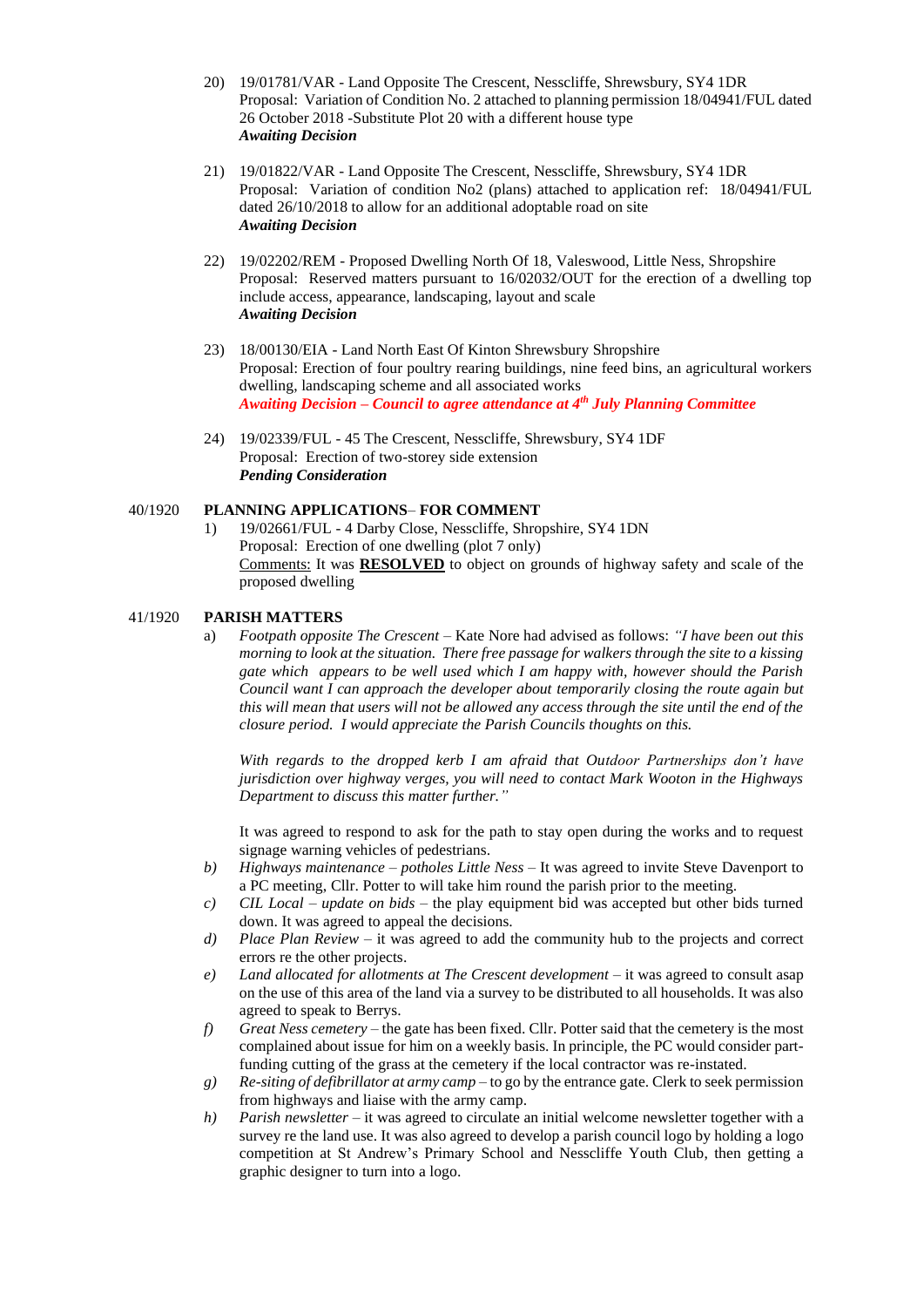20) 19/01781/VAR - Land Opposite The Crescent, Nesscliffe, Shrewsbury, SY4 1DR
Proposal: Variation of Condition No. 2 attached to planning permission 18/04941/FUL dated 26 October 2018 -Substitute Plot 20 with a different house type
***Awaiting Decision***

21) 19/01822/VAR - Land Opposite The Crescent, Nesscliffe, Shrewsbury, SY4 1DR
Proposal: Variation of condition No2 (plans) attached to application ref: 18/04941/FUL dated 26/10/2018 to allow for an additional adoptable road on site
***Awaiting Decision***

22) 19/02202/REM - Proposed Dwelling North Of 18, Valeswood, Little Ness, Shropshire
Proposal: Reserved matters pursuant to 16/02032/OUT for the erection of a dwelling top include access, appearance, landscaping, layout and scale
***Awaiting Decision***

23) 18/00130/EIA - Land North East Of Kinton Shrewsbury Shropshire
Proposal: Erection of four poultry rearing buildings, nine feed bins, an agricultural workers dwelling, landscaping scheme and all associated works
***Awaiting Decision – Council to agree attendance at 4th July Planning Committee***

24) 19/02339/FUL - 45 The Crescent, Nesscliffe, Shrewsbury, SY4 1DF
Proposal: Erection of two-storey side extension
***Pending Consideration***

**40/1920 PLANNING APPLICATIONS– FOR COMMENT**

1) 19/02661/FUL - 4 Darby Close, Nesscliffe, Shropshire, SY4 1DN
Proposal: Erection of one dwelling (plot 7 only)
Comments: It was **RESOLVED** to object on grounds of highway safety and scale of the proposed dwelling

**41/1920 PARISH MATTERS**

a) *Footpath opposite The Crescent* – Kate Nore had advised as follows: *"I have been out this morning to look at the situation. There free passage for walkers through the site to a kissing gate which appears to be well used which I am happy with, however should the Parish Council want I can approach the developer about temporarily closing the route again but this will mean that users will not be allowed any access through the site until the end of the closure period. I would appreciate the Parish Councils thoughts on this.*

   *With regards to the dropped kerb I am afraid that Outdoor Partnerships don't have jurisdiction over highway verges, you will need to contact Mark Wooton in the Highways Department to discuss this matter further."*

   It was agreed to respond to ask for the path to stay open during the works and to request signage warning vehicles of pedestrians.

b) *Highways maintenance – potholes Little Ness* – It was agreed to invite Steve Davenport to a PC meeting, Cllr. Potter to will take him round the parish prior to the meeting.

c) *CIL Local – update on bids* – the play equipment bid was accepted but other bids turned down. It was agreed to appeal the decisions.

d) *Place Plan Review* – it was agreed to add the community hub to the projects and correct errors re the other projects.

e) *Land allocated for allotments at The Crescent development* – it was agreed to consult asap on the use of this area of the land via a survey to be distributed to all households. It was also agreed to speak to Berrys.

f) *Great Ness cemetery* – the gate has been fixed. Cllr. Potter said that the cemetery is the most complained about issue for him on a weekly basis. In principle, the PC would consider part-funding cutting of the grass at the cemetery if the local contractor was re-instated.

g) *Re-siting of defibrillator at army camp* – to go by the entrance gate. Clerk to seek permission from highways and liaise with the army camp.

h) *Parish newsletter* – it was agreed to circulate an initial welcome newsletter together with a survey re the land use. It was also agreed to develop a parish council logo by holding a logo competition at St Andrew's Primary School and Nesscliffe Youth Club, then getting a graphic designer to turn into a logo.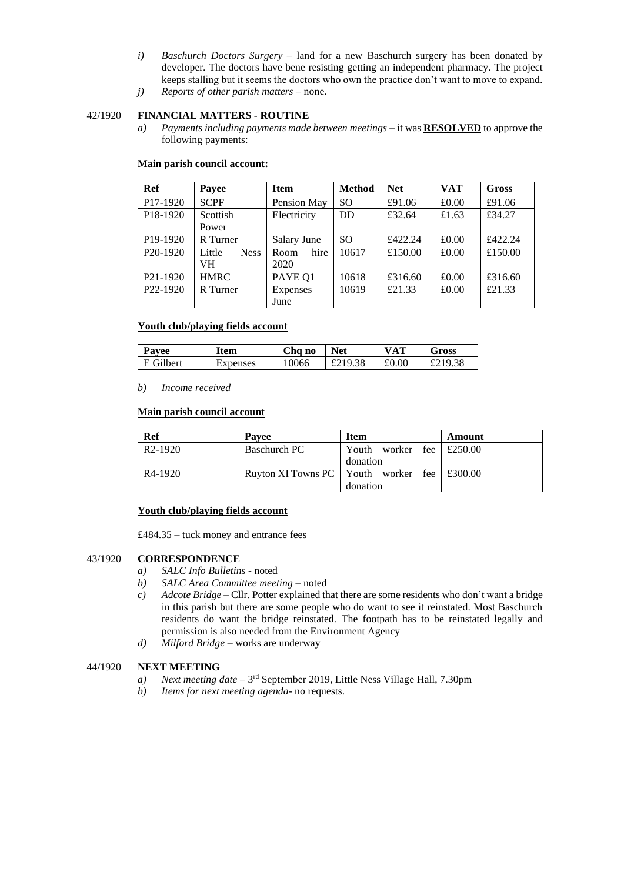*i) Baschurch Doctors Surgery* – land for a new Baschurch surgery has been donated by developer. The doctors have bene resisting getting an independent pharmacy. The project keeps stalling but it seems the doctors who own the practice don't want to move to expand.

*j) Reports of other parish matters* – none.

42/1920 **FINANCIAL MATTERS - ROUTINE**

*a) Payments including payments made between meetings* – it was **RESOLVED** to approve the following payments:

**Main parish council account:**

| Ref | Payee | Item | Method | Net | VAT | Gross |
|---|---|---|---|---|---|---|
| P17-1920 | SCPF | Pension May | SO | £91.06 | £0.00 | £91.06 |
| P18-1920 | Scottish Power | Electricity | DD | £32.64 | £1.63 | £34.27 |
| P19-1920 | R Turner | Salary June | SO | £422.24 | £0.00 | £422.24 |
| P20-1920 | Little Ness VH | Room hire 2020 | 10617 | £150.00 | £0.00 | £150.00 |
| P21-1920 | HMRC | PAYE Q1 | 10618 | £316.60 | £0.00 | £316.60 |
| P22-1920 | R Turner | Expenses June | 10619 | £21.33 | £0.00 | £21.33 |

**Youth club/playing fields account**

| Payee | Item | Chq no | Net | VAT | Gross |
|---|---|---|---|---|---|
| E Gilbert | Expenses | 10066 | £219.38 | £0.00 | £219.38 |

*b) Income received*

**Main parish council account**

| Ref | Payee | Item | Amount |
|---|---|---|---|
| R2-1920 | Baschurch PC | Youth worker fee donation | £250.00 |
| R4-1920 | Ruyton XI Towns PC | Youth worker fee donation | £300.00 |

**Youth club/playing fields account**

£484.35 – tuck money and entrance fees

43/1920 **CORRESPONDENCE**

*a) SALC Info Bulletins* - noted

*b) SALC Area Committee meeting* – noted

*c) Adcote Bridge* – Cllr. Potter explained that there are some residents who don't want a bridge in this parish but there are some people who do want to see it reinstated. Most Baschurch residents do want the bridge reinstated. The footpath has to be reinstated legally and permission is also needed from the Environment Agency

*d) Milford Bridge* – works are underway

44/1920 **NEXT MEETING**

*a) Next meeting date* – 3rd September 2019, Little Ness Village Hall, 7.30pm

*b) Items for next meeting agenda*- no requests.